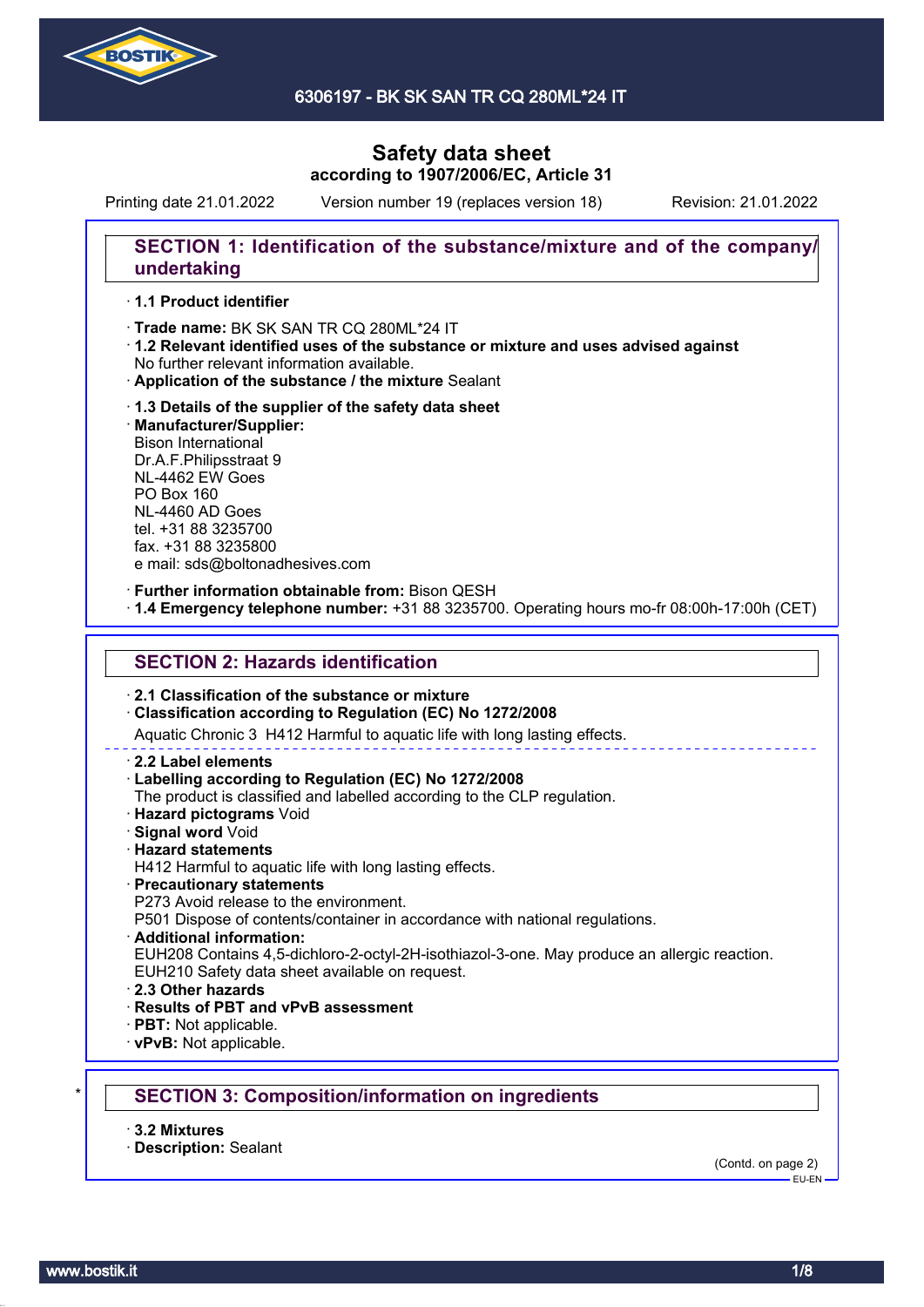6306197 - BK SK SAN TR CQ 280ML*24 IT

# Safety data sheet

**according to 1907/2006/EC, Article 31**

Printing date 21.01.2022 Version number 19 (replaces version 18) Revision: 21.01.2022

## SECTION 1: Identification of the substance/mixture and of the company/undertaking

· **1.1 Product identifier**

· **Trade name:** BK SK SAN TR CQ 280ML*24 IT
· **1.2 Relevant identified uses of the substance or mixture and uses advised against**
No further relevant information available.
· **Application of the substance / the mixture** Sealant

· **1.3 Details of the supplier of the safety data sheet**
· **Manufacturer/Supplier:**
Bison International
Dr.A.F.Philipsstraat 9
NL-4462 EW Goes
PO Box 160
NL-4460 AD Goes
tel. +31 88 3235700
fax. +31 88 3235800
e mail: sds@boltonadhesives.com

· **Further information obtainable from:** Bison QESH
· **1.4 Emergency telephone number:** +31 88 3235700. Operating hours mo-fr 08:00h-17:00h (CET)

## SECTION 2: Hazards identification

· **2.1 Classification of the substance or mixture**
· **Classification according to Regulation (EC) No 1272/2008**
Aquatic Chronic 3 H412 Harmful to aquatic life with long lasting effects.

· **2.2 Label elements**
· **Labelling according to Regulation (EC) No 1272/2008**
The product is classified and labelled according to the CLP regulation.
· **Hazard pictograms** Void
· **Signal word** Void
· **Hazard statements**
H412 Harmful to aquatic life with long lasting effects.
· **Precautionary statements**
P273 Avoid release to the environment.
P501 Dispose of contents/container in accordance with national regulations.
· **Additional information:**
EUH208 Contains 4,5-dichloro-2-octyl-2H-isothiazol-3-one. May produce an allergic reaction.
EUH210 Safety data sheet available on request.
· **2.3 Other hazards**
· **Results of PBT and vPvB assessment**
· **PBT:** Not applicable.
· **vPvB:** Not applicable.

## * SECTION 3: Composition/information on ingredients

· **3.2 Mixtures**
· **Description:** Sealant

(Contd. on page 2)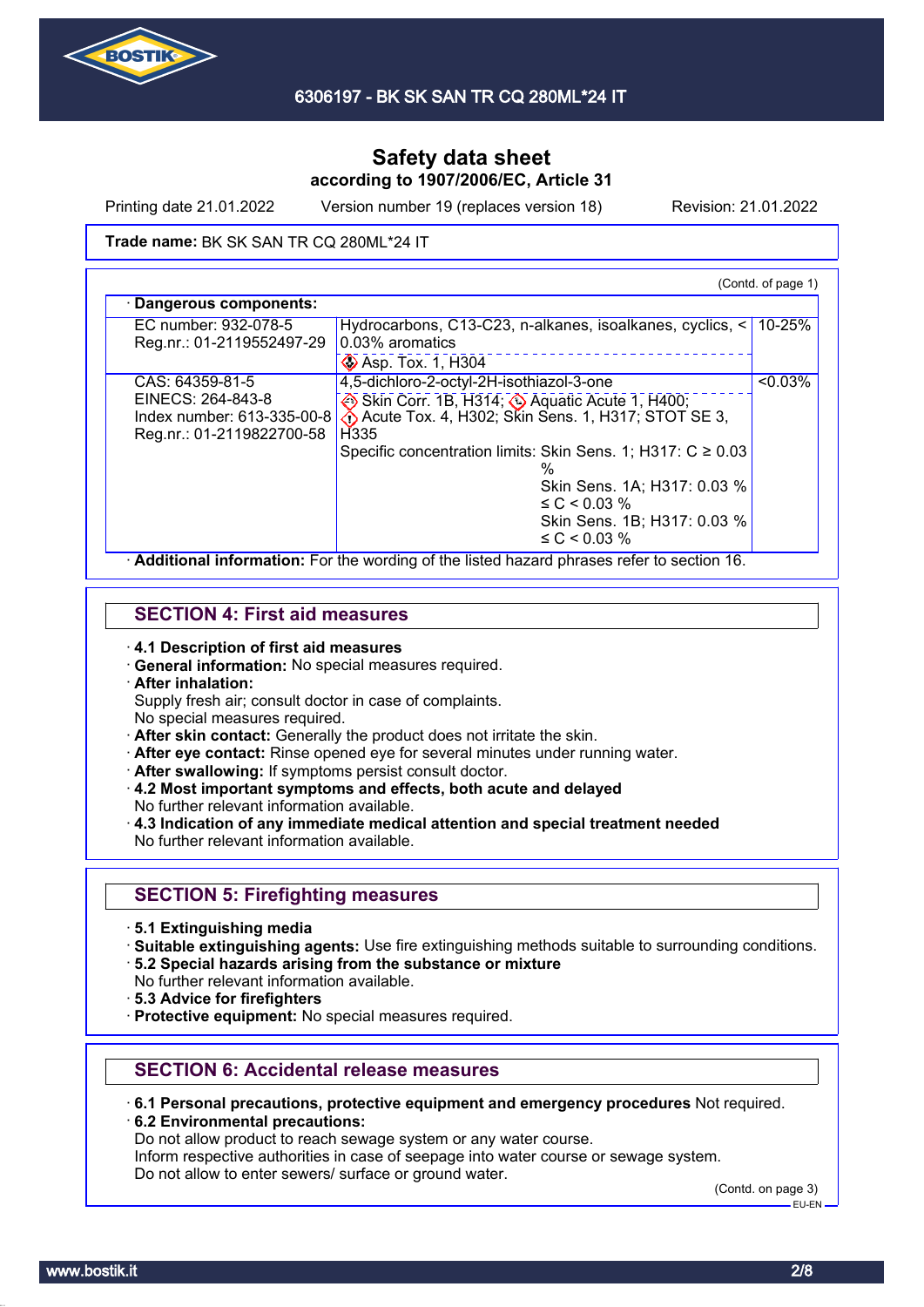**Trade name:** BK SK SAN TR CQ 280ML*24 IT

(Contd. of page 1)

· **Dangerous components:**

| | | |
|---|---|---|
| EC number: 932-078-5<br>Reg.nr.: 01-2119552497-29 | Hydrocarbons, C13-C23, n-alkanes, isoalkanes, cyclics, < 0.03% aromatics<br>Asp. Tox. 1, H304 | 10-25% |
| CAS: 64359-81-5<br>EINECS: 264-843-8<br>Index number: 613-335-00-8<br>Reg.nr.: 01-2119822700-58 | 4,5-dichloro-2-octyl-2H-isothiazol-3-one<br>Skin Corr. 1B, H314; Aquatic Acute 1, H400; Acute Tox. 4, H302; Skin Sens. 1, H317; STOT SE 3, H335<br>Specific concentration limits: Skin Sens. 1; H317: C ≥ 0.03 %<br>Skin Sens. 1A; H317: 0.03 % ≤ C < 0.03 %<br>Skin Sens. 1B; H317: 0.03 % ≤ C < 0.03 % | <0.03% |

· **Additional information:** For the wording of the listed hazard phrases refer to section 16.

## SECTION 4: First aid measures

· **4.1 Description of first aid measures**
· **General information:** No special measures required.
· **After inhalation:**
Supply fresh air; consult doctor in case of complaints.
No special measures required.
· **After skin contact:** Generally the product does not irritate the skin.
· **After eye contact:** Rinse opened eye for several minutes under running water.
· **After swallowing:** If symptoms persist consult doctor.
· **4.2 Most important symptoms and effects, both acute and delayed**
No further relevant information available.
· **4.3 Indication of any immediate medical attention and special treatment needed**
No further relevant information available.

## SECTION 5: Firefighting measures

· **5.1 Extinguishing media**
· **Suitable extinguishing agents:** Use fire extinguishing methods suitable to surrounding conditions.
· **5.2 Special hazards arising from the substance or mixture**
No further relevant information available.
· **5.3 Advice for firefighters**
· **Protective equipment:** No special measures required.

## SECTION 6: Accidental release measures

· **6.1 Personal precautions, protective equipment and emergency procedures** Not required.
· **6.2 Environmental precautions:**
Do not allow product to reach sewage system or any water course.
Inform respective authorities in case of seepage into water course or sewage system.
Do not allow to enter sewers/ surface or ground water.

(Contd. on page 3)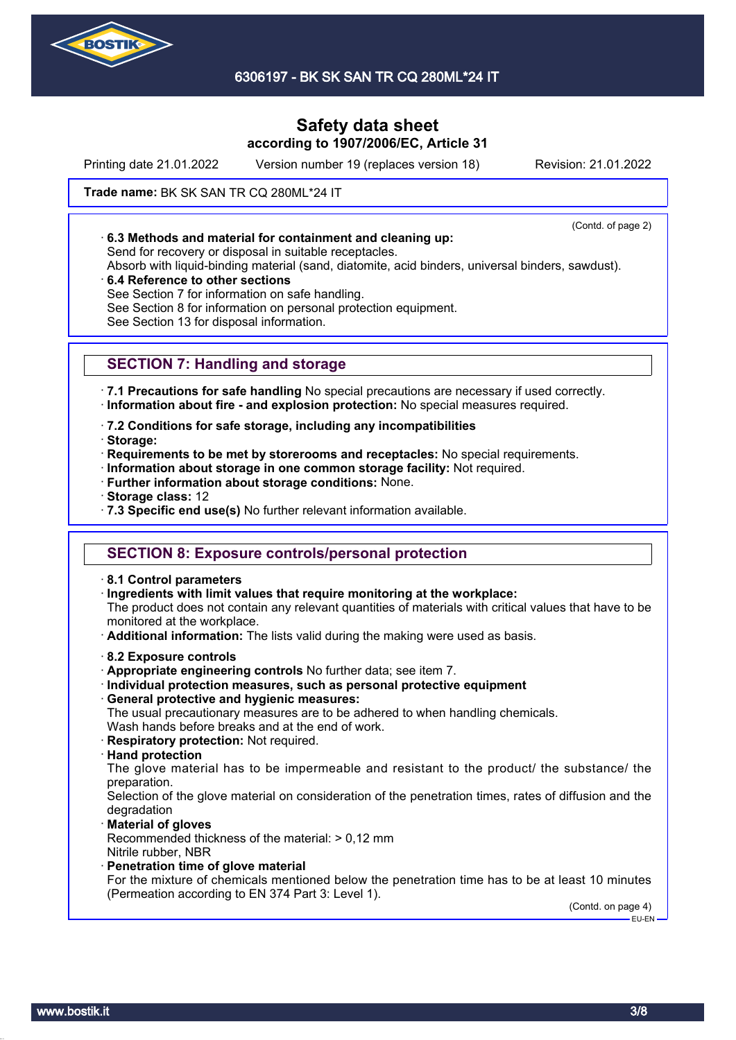# Safety data sheet

**according to 1907/2006/EC, Article 31**

Printing date 21.01.2022 Version number 19 (replaces version 18) Revision: 21.01.2022

**Trade name:** BK SK SAN TR CQ 280ML*24 IT

(Contd. of page 2)

· **6.3 Methods and material for containment and cleaning up:**
Send for recovery or disposal in suitable receptacles.
Absorb with liquid-binding material (sand, diatomite, acid binders, universal binders, sawdust).

· **6.4 Reference to other sections**
See Section 7 for information on safe handling.
See Section 8 for information on personal protection equipment.
See Section 13 for disposal information.

## SECTION 7: Handling and storage

· **7.1 Precautions for safe handling** No special precautions are necessary if used correctly.
· **Information about fire - and explosion protection:** No special measures required.

· **7.2 Conditions for safe storage, including any incompatibilities**
· **Storage:**
· **Requirements to be met by storerooms and receptacles:** No special requirements.
· **Information about storage in one common storage facility:** Not required.
· **Further information about storage conditions:** None.
· **Storage class:** 12
· **7.3 Specific end use(s)** No further relevant information available.

## SECTION 8: Exposure controls/personal protection

· **8.1 Control parameters**
· **Ingredients with limit values that require monitoring at the workplace:**
The product does not contain any relevant quantities of materials with critical values that have to be monitored at the workplace.
· **Additional information:** The lists valid during the making were used as basis.

· **8.2 Exposure controls**
· **Appropriate engineering controls** No further data; see item 7.
· **Individual protection measures, such as personal protective equipment**
· **General protective and hygienic measures:**
The usual precautionary measures are to be adhered to when handling chemicals.
Wash hands before breaks and at the end of work.
· **Respiratory protection:** Not required.
· **Hand protection**
The glove material has to be impermeable and resistant to the product/ the substance/ the preparation.
Selection of the glove material on consideration of the penetration times, rates of diffusion and the degradation
· **Material of gloves**
Recommended thickness of the material: > 0,12 mm
Nitrile rubber, NBR
· **Penetration time of glove material**
For the mixture of chemicals mentioned below the penetration time has to be at least 10 minutes (Permeation according to EN 374 Part 3: Level 1).

(Contd. on page 4)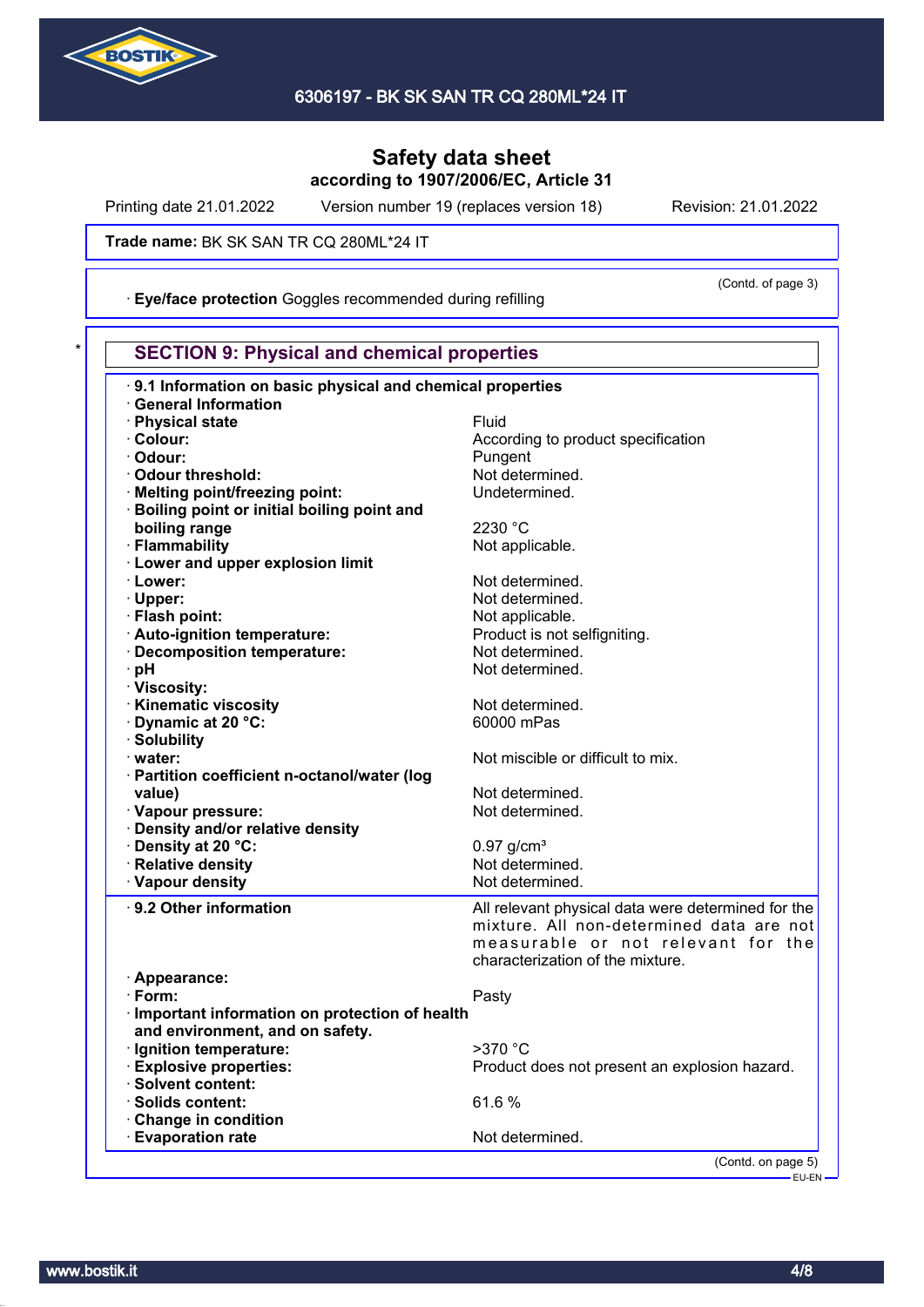Safety data sheet
according to 1907/2006/EC, Article 31

Printing date 21.01.2022 Version number 19 (replaces version 18) Revision: 21.01.2022

**Trade name:** BK SK SAN TR CQ 280ML*24 IT

(Contd. of page 3)

· **Eye/face protection** Goggles recommended during refilling

## SECTION 9: Physical and chemical properties

· **9.1 Information on basic physical and chemical properties**

· **General Information**

| | |
|---|---|
| · **Physical state** | Fluid |
| · **Colour:** | According to product specification |
| · **Odour:** | Pungent |
| · **Odour threshold:** | Not determined. |
| · **Melting point/freezing point:** | Undetermined. |
| · **Boiling point or initial boiling point and boiling range** | 2230 °C |
| · **Flammability** | Not applicable. |
| · **Lower and upper explosion limit** | |
| · **Lower:** | Not determined. |
| · **Upper:** | Not determined. |
| · **Flash point:** | Not applicable. |
| · **Auto-ignition temperature:** | Product is not selfigniting. |
| · **Decomposition temperature:** | Not determined. |
| · **pH** | Not determined. |
| · **Viscosity:** | |
| · **Kinematic viscosity** | Not determined. |
| · **Dynamic at 20 °C:** | 60000 mPas |
| · **Solubility** | |
| · **water:** | Not miscible or difficult to mix. |
| · **Partition coefficient n-octanol/water (log value)** | Not determined. |
| · **Vapour pressure:** | Not determined. |
| · **Density and/or relative density** | |
| · **Density at 20 °C:** | 0.97 g/cm³ |
| · **Relative density** | Not determined. |
| · **Vapour density** | Not determined. |

| | |
|---|---|
| · **9.2 Other information** | All relevant physical data were determined for the mixture. All non-determined data are not measurable or not relevant for the characterization of the mixture. |
| · **Appearance:** | |
| · **Form:** | Pasty |
| · **Important information on protection of health and environment, and on safety.** | |
| · **Ignition temperature:** | >370 °C |
| · **Explosive properties:** | Product does not present an explosion hazard. |
| · **Solvent content:** | |
| · **Solids content:** | 61.6 % |
| · **Change in condition** | |
| · **Evaporation rate** | Not determined. |

(Contd. on page 5)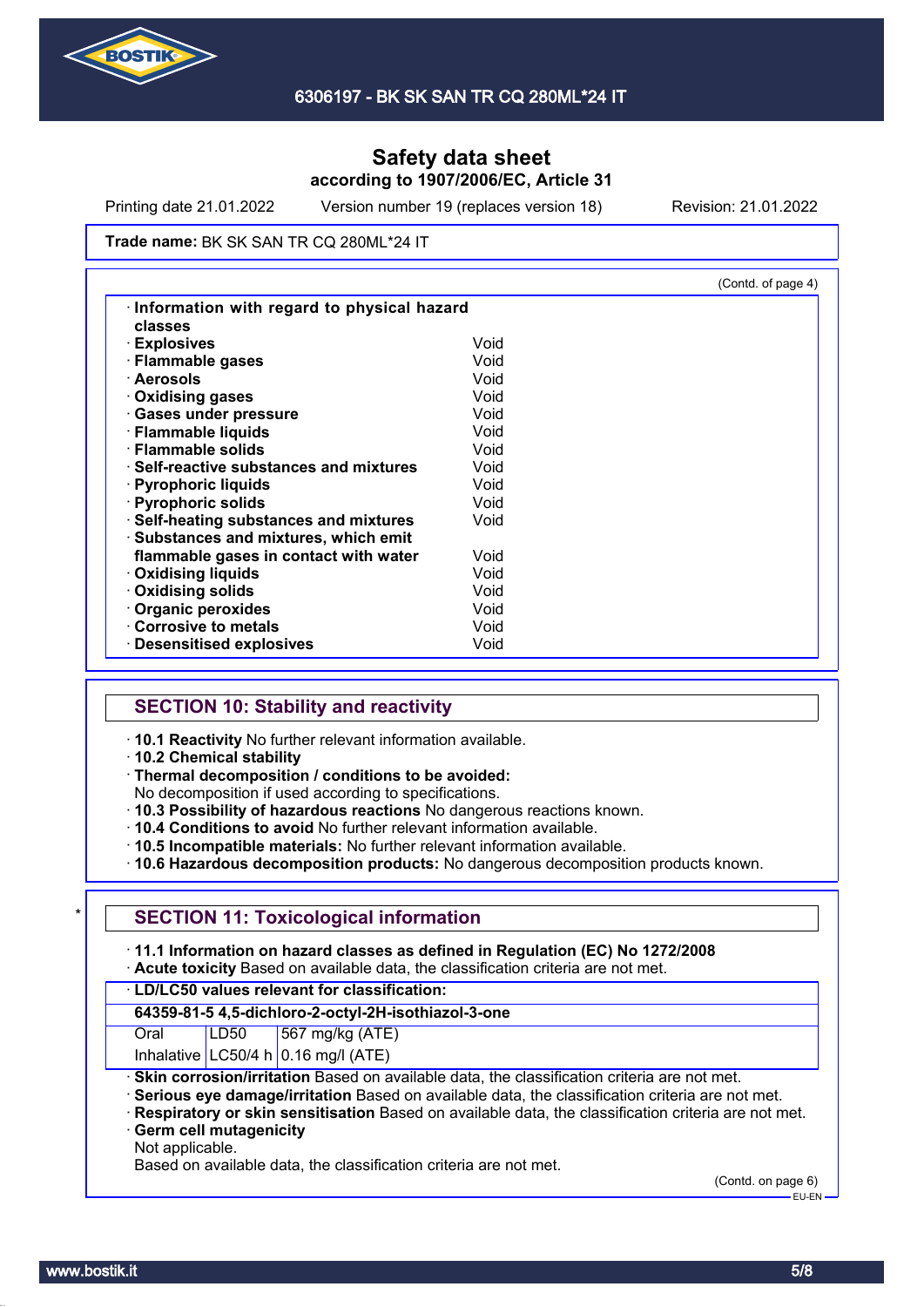**Safety data sheet**
**according to 1907/2006/EC, Article 31**

Printing date 21.01.2022 Version number 19 (replaces version 18) Revision: 21.01.2022

**Trade name:** BK SK SAN TR CQ 280ML*24 IT

(Contd. of page 4)

· **Information with regard to physical hazard classes**

| | |
|---|---|
| · **Explosives** | Void |
| · **Flammable gases** | Void |
| · **Aerosols** | Void |
| · **Oxidising gases** | Void |
| · **Gases under pressure** | Void |
| · **Flammable liquids** | Void |
| · **Flammable solids** | Void |
| · **Self-reactive substances and mixtures** | Void |
| · **Pyrophoric liquids** | Void |
| · **Pyrophoric solids** | Void |
| · **Self-heating substances and mixtures** | Void |
| · **Substances and mixtures, which emit flammable gases in contact with water** | Void |
| · **Oxidising liquids** | Void |
| · **Oxidising solids** | Void |
| · **Organic peroxides** | Void |
| · **Corrosive to metals** | Void |
| · **Desensitised explosives** | Void |

## SECTION 10: Stability and reactivity

· **10.1 Reactivity** No further relevant information available.
· **10.2 Chemical stability**
· **Thermal decomposition / conditions to be avoided:**
No decomposition if used according to specifications.
· **10.3 Possibility of hazardous reactions** No dangerous reactions known.
· **10.4 Conditions to avoid** No further relevant information available.
· **10.5 Incompatible materials:** No further relevant information available.
· **10.6 Hazardous decomposition products:** No dangerous decomposition products known.

## * SECTION 11: Toxicological information

· **11.1 Information on hazard classes as defined in Regulation (EC) No 1272/2008**
· **Acute toxicity** Based on available data, the classification criteria are not met.

· **LD/LC50 values relevant for classification:**

| **64359-81-5 4,5-dichloro-2-octyl-2H-isothiazol-3-one** | | |
|---|---|---|
| Oral | LD50 | 567 mg/kg (ATE) |
| Inhalative | LC50/4 h | 0.16 mg/l (ATE) |

· **Skin corrosion/irritation** Based on available data, the classification criteria are not met.
· **Serious eye damage/irritation** Based on available data, the classification criteria are not met.
· **Respiratory or skin sensitisation** Based on available data, the classification criteria are not met.
· **Germ cell mutagenicity**
Not applicable.
Based on available data, the classification criteria are not met.

(Contd. on page 6)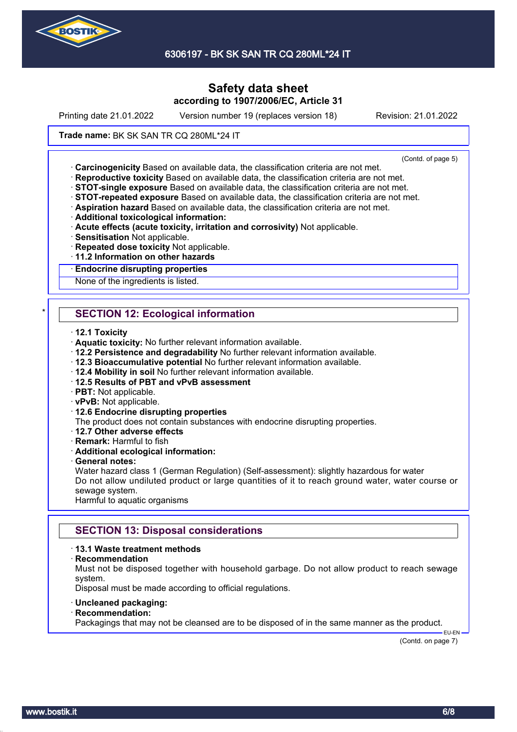**Trade name:** BK SK SAN TR CQ 280ML*24 IT

(Contd. of page 5)

· **Carcinogenicity** Based on available data, the classification criteria are not met.
· **Reproductive toxicity** Based on available data, the classification criteria are not met.
· **STOT-single exposure** Based on available data, the classification criteria are not met.
· **STOT-repeated exposure** Based on available data, the classification criteria are not met.
· **Aspiration hazard** Based on available data, the classification criteria are not met.
· **Additional toxicological information:**
· **Acute effects (acute toxicity, irritation and corrosivity)** Not applicable.
· **Sensitisation** Not applicable.
· **Repeated dose toxicity** Not applicable.
· **11.2 Information on other hazards**

· **Endocrine disrupting properties**

None of the ingredients is listed.

## SECTION 12: Ecological information

· **12.1 Toxicity**
· **Aquatic toxicity:** No further relevant information available.
· **12.2 Persistence and degradability** No further relevant information available.
· **12.3 Bioaccumulative potential** No further relevant information available.
· **12.4 Mobility in soil** No further relevant information available.
· **12.5 Results of PBT and vPvB assessment**
· **PBT:** Not applicable.
· **vPvB:** Not applicable.
· **12.6 Endocrine disrupting properties**
The product does not contain substances with endocrine disrupting properties.
· **12.7 Other adverse effects**
· **Remark:** Harmful to fish
· **Additional ecological information:**
· **General notes:**
Water hazard class 1 (German Regulation) (Self-assessment): slightly hazardous for water
Do not allow undiluted product or large quantities of it to reach ground water, water course or sewage system.
Harmful to aquatic organisms

## SECTION 13: Disposal considerations

· **13.1 Waste treatment methods**
· **Recommendation**
Must not be disposed together with household garbage. Do not allow product to reach sewage system.
Disposal must be made according to official regulations.

· **Uncleaned packaging:**
· **Recommendation:**
Packagings that may not be cleansed are to be disposed of in the same manner as the product.

(Contd. on page 7)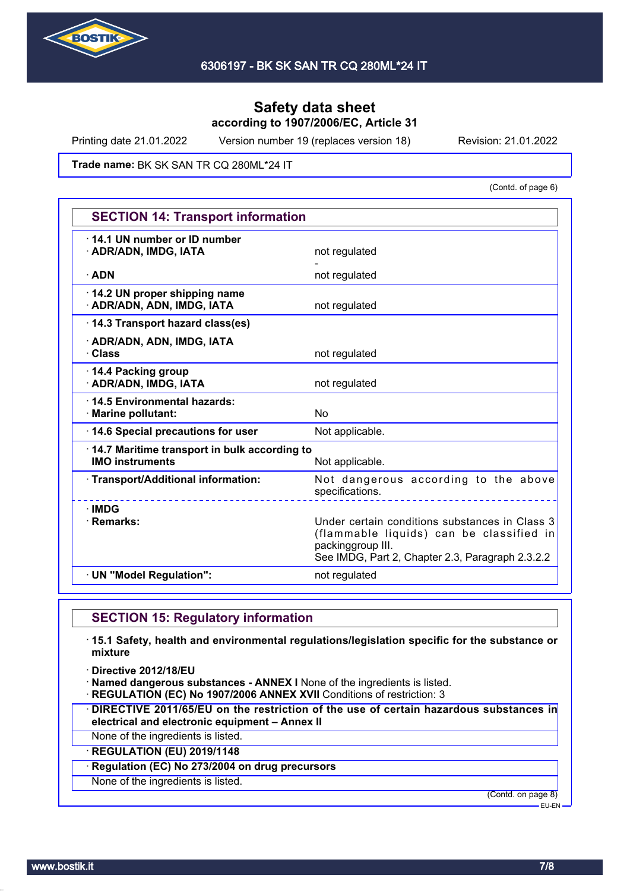Trade name: BK SK SAN TR CQ 280ML*24 IT

(Contd. of page 6)

## SECTION 14: Transport information

| | |
|---|---|
| · **14.1 UN number or ID number** | |
| · **ADR/ADN, IMDG, IATA** | not regulated |
| | - |
| · **ADN** | not regulated |
| · **14.2 UN proper shipping name** | |
| · **ADR/ADN, ADN, IMDG, IATA** | not regulated |
| · **14.3 Transport hazard class(es)** | |
| · **ADR/ADN, ADN, IMDG, IATA** | |
| · **Class** | not regulated |
| · **14.4 Packing group** | |
| · **ADR/ADN, IMDG, IATA** | not regulated |
| · **14.5 Environmental hazards:** | |
| · **Marine pollutant:** | No |
| · **14.6 Special precautions for user** | Not applicable. |
| · **14.7 Maritime transport in bulk according to IMO instruments** | Not applicable. |
| · **Transport/Additional information:** | Not dangerous according to the above specifications. |
| · **IMDG** | |
| · **Remarks:** | Under certain conditions substances in Class 3 (flammable liquids) can be classified in packinggroup III. See IMDG, Part 2, Chapter 2.3, Paragraph 2.3.2.2 |
| · **UN "Model Regulation":** | not regulated |

## SECTION 15: Regulatory information

· **15.1 Safety, health and environmental regulations/legislation specific for the substance or mixture**

· **Directive 2012/18/EU**
· **Named dangerous substances - ANNEX I** None of the ingredients is listed.
· **REGULATION (EC) No 1907/2006 ANNEX XVII** Conditions of restriction: 3

· **DIRECTIVE 2011/65/EU on the restriction of the use of certain hazardous substances in electrical and electronic equipment – Annex II**

None of the ingredients is listed.

· **REGULATION (EU) 2019/1148**

· **Regulation (EC) No 273/2004 on drug precursors**

None of the ingredients is listed.

(Contd. on page 8)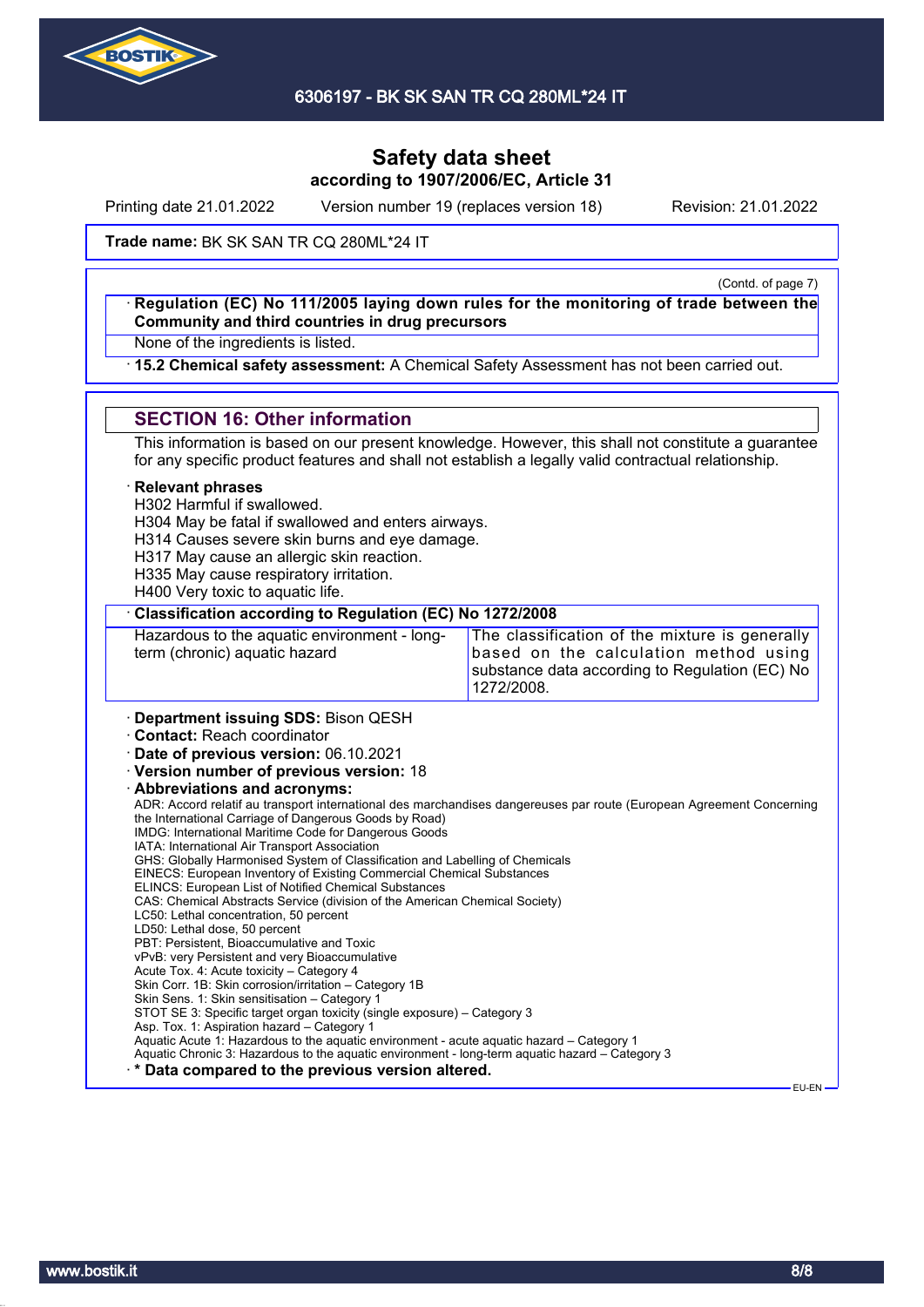# Safety data sheet
according to 1907/2006/EC, Article 31

Printing date 21.01.2022 Version number 19 (replaces version 18) Revision: 21.01.2022

**Trade name:** BK SK SAN TR CQ 280ML*24 IT

(Contd. of page 7)

· **Regulation (EC) No 111/2005 laying down rules for the monitoring of trade between the Community and third countries in drug precursors**

None of the ingredients is listed.

· **15.2 Chemical safety assessment:** A Chemical Safety Assessment has not been carried out.

## SECTION 16: Other information

This information is based on our present knowledge. However, this shall not constitute a guarantee for any specific product features and shall not establish a legally valid contractual relationship.

· **Relevant phrases**

H302 Harmful if swallowed.
H304 May be fatal if swallowed and enters airways.
H314 Causes severe skin burns and eye damage.
H317 May cause an allergic skin reaction.
H335 May cause respiratory irritation.
H400 Very toxic to aquatic life.

· **Classification according to Regulation (EC) No 1272/2008**

| | |
|---|---|
| Hazardous to the aquatic environment - long-term (chronic) aquatic hazard | The classification of the mixture is generally based on the calculation method using substance data according to Regulation (EC) No 1272/2008. |

· **Department issuing SDS:** Bison QESH
· **Contact:** Reach coordinator
· **Date of previous version:** 06.10.2021
· **Version number of previous version:** 18
· **Abbreviations and acronyms:**

ADR: Accord relatif au transport international des marchandises dangereuses par route (European Agreement Concerning the International Carriage of Dangerous Goods by Road)
IMDG: International Maritime Code for Dangerous Goods
IATA: International Air Transport Association
GHS: Globally Harmonised System of Classification and Labelling of Chemicals
EINECS: European Inventory of Existing Commercial Chemical Substances
ELINCS: European List of Notified Chemical Substances
CAS: Chemical Abstracts Service (division of the American Chemical Society)
LC50: Lethal concentration, 50 percent
LD50: Lethal dose, 50 percent
PBT: Persistent, Bioaccumulative and Toxic
vPvB: very Persistent and very Bioaccumulative
Acute Tox. 4: Acute toxicity – Category 4
Skin Corr. 1B: Skin corrosion/irritation – Category 1B
Skin Sens. 1: Skin sensitisation – Category 1
STOT SE 3: Specific target organ toxicity (single exposure) – Category 3
Asp. Tox. 1: Aspiration hazard – Category 1
Aquatic Acute 1: Hazardous to the aquatic environment - acute aquatic hazard – Category 1
Aquatic Chronic 3: Hazardous to the aquatic environment - long-term aquatic hazard – Category 3

· *** Data compared to the previous version altered.**

EU-EN